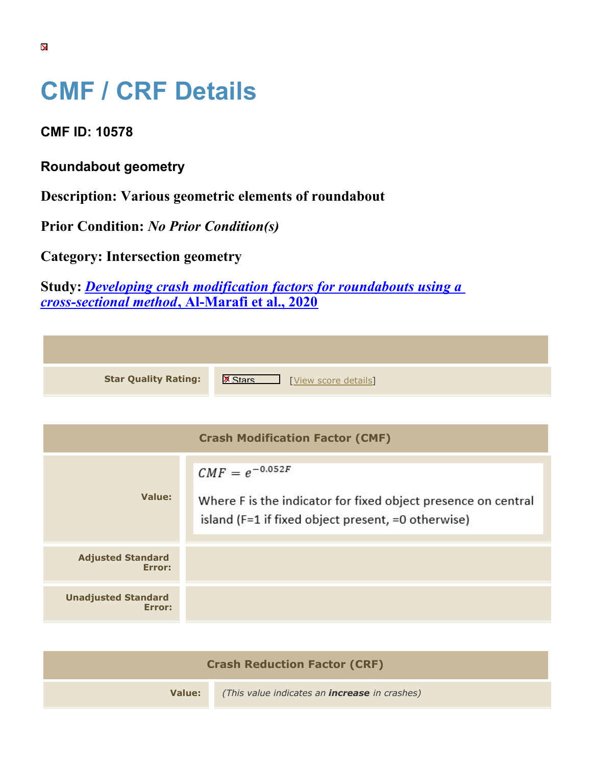# CMF / CRF Details

**CMF ID: 10578**

**Roundabout geometry**

**Description: Various geometric elements of roundabout**

**Prior Condition:** ***No Prior Condition(s)***

**Category: Intersection geometry**

**Study:** ***Developing crash modification factors for roundabouts using a cross-sectional method*****, Al-Marafi et al., 2020**

| | |
|---|---|
| **Star Quality Rating:** | Stars [View score details] |

| Crash Modification Factor (CMF) | |
|---|---|
| **Value:** | $CMF = e^{-0.052F}$ Where F is the indicator for fixed object presence on central island (F=1 if fixed object present, =0 otherwise) |
| **Adjusted Standard Error:** | |
| **Unadjusted Standard Error:** | |

| Crash Reduction Factor (CRF) | |
|---|---|
| **Value:** | *(This value indicates an* ***increase*** *in crashes)* |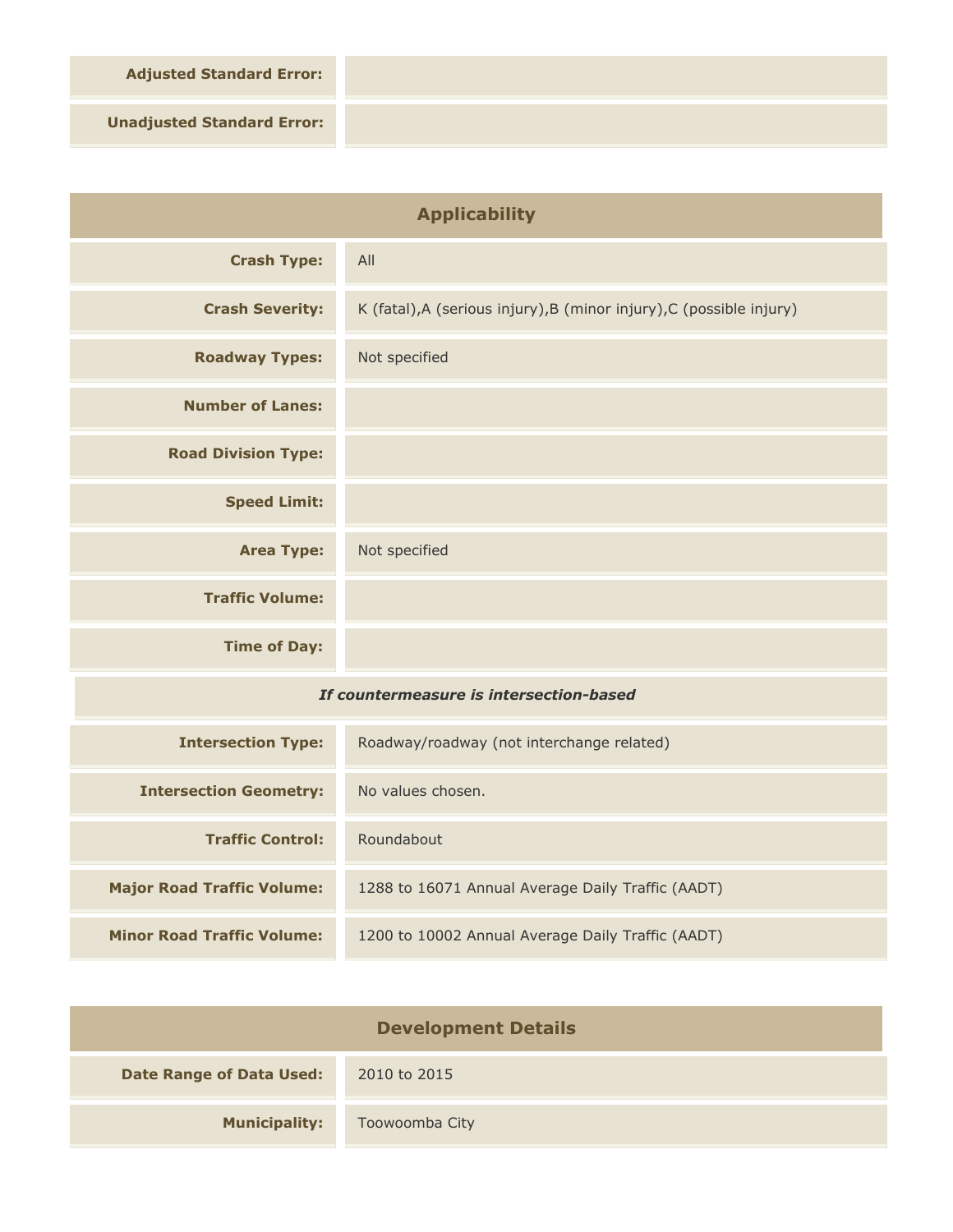| | |
|---|---|
| **Adjusted Standard Error:** | |
| **Unadjusted Standard Error:** | |

## Applicability

| | |
|---|---|
| **Crash Type:** | All |
| **Crash Severity:** | K (fatal),A (serious injury),B (minor injury),C (possible injury) |
| **Roadway Types:** | Not specified |
| **Number of Lanes:** | |
| **Road Division Type:** | |
| **Speed Limit:** | |
| **Area Type:** | Not specified |
| **Traffic Volume:** | |
| **Time of Day:** | |

*If countermeasure is intersection-based*

| | |
|---|---|
| **Intersection Type:** | Roadway/roadway (not interchange related) |
| **Intersection Geometry:** | No values chosen. |
| **Traffic Control:** | Roundabout |
| **Major Road Traffic Volume:** | 1288 to 16071 Annual Average Daily Traffic (AADT) |
| **Minor Road Traffic Volume:** | 1200 to 10002 Annual Average Daily Traffic (AADT) |

## Development Details

| | |
|---|---|
| **Date Range of Data Used:** | 2010 to 2015 |
| **Municipality:** | Toowoomba City |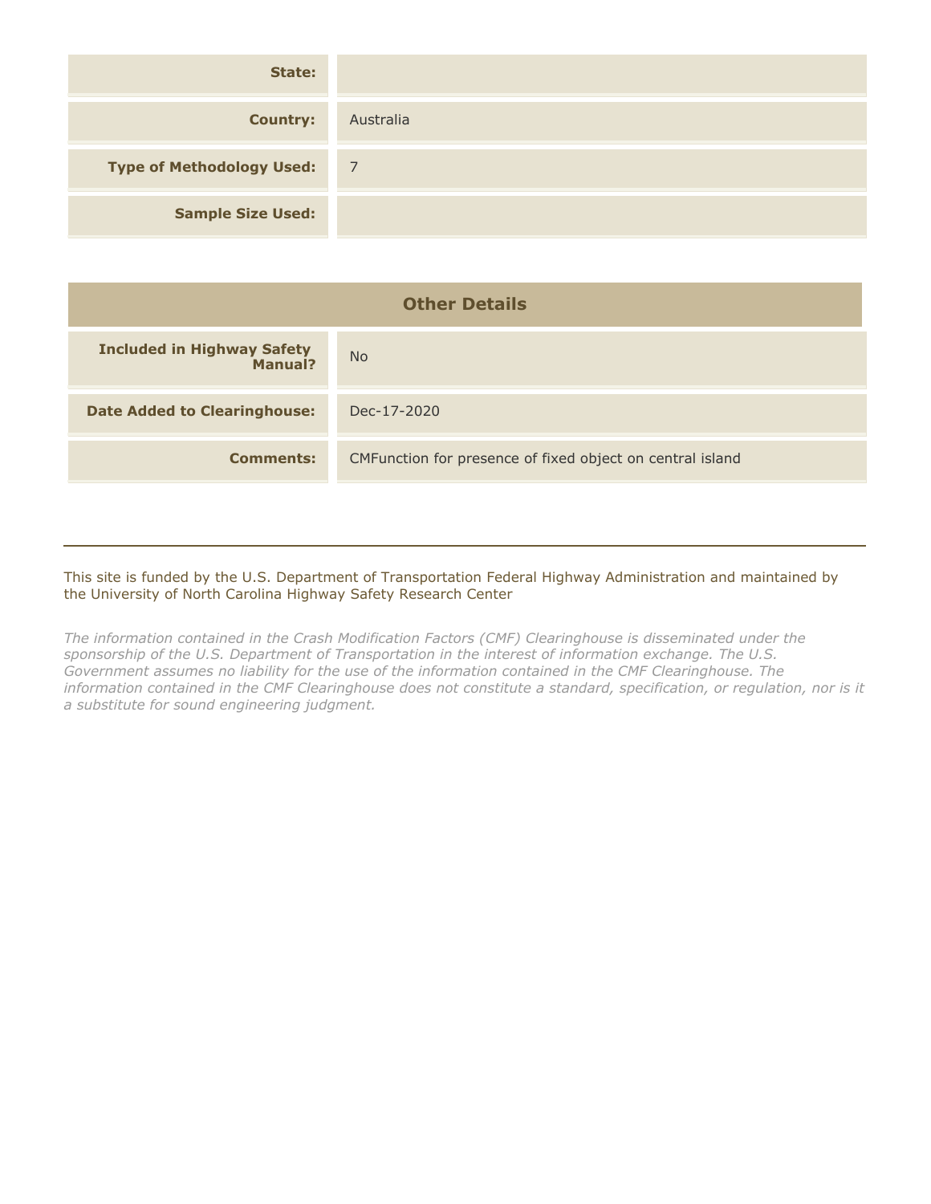| | |
|---|---|
| **State:** | |
| **Country:** | Australia |
| **Type of Methodology Used:** | 7 |
| **Sample Size Used:** | |

## Other Details

| | |
|---|---|
| **Included in Highway Safety Manual?** | No |
| **Date Added to Clearinghouse:** | Dec-17-2020 |
| **Comments:** | CMFunction for presence of fixed object on central island |

---

This site is funded by the U.S. Department of Transportation Federal Highway Administration and maintained by the University of North Carolina Highway Safety Research Center

*The information contained in the Crash Modification Factors (CMF) Clearinghouse is disseminated under the sponsorship of the U.S. Department of Transportation in the interest of information exchange. The U.S. Government assumes no liability for the use of the information contained in the CMF Clearinghouse. The information contained in the CMF Clearinghouse does not constitute a standard, specification, or regulation, nor is it a substitute for sound engineering judgment.*